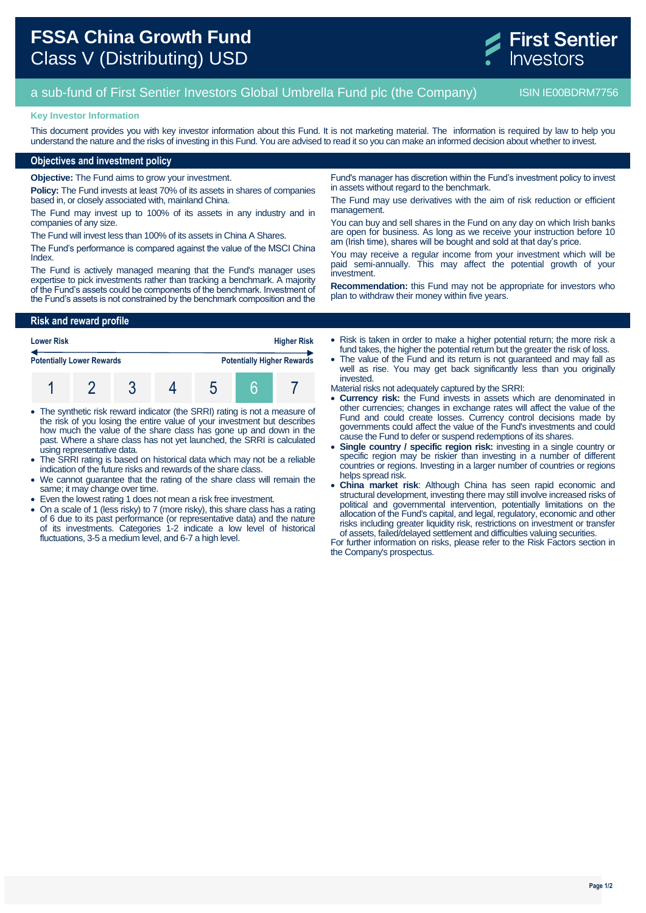# FSSA China Growth Fund
## Class V (Distributing) USD

First Sentier Investors

a sub-fund of First Sentier Investors Global Umbrella Fund plc (the Company) — ISIN IE00BDRM7756

**Key Investor Information**

This document provides you with key investor information about this Fund. It is not marketing material. The information is required by law to help you understand the nature and the risks of investing in this Fund. You are advised to read it so you can make an informed decision about whether to invest.

## Objectives and investment policy

**Objective:** The Fund aims to grow your investment.

**Policy:** The Fund invests at least 70% of its assets in shares of companies based in, or closely associated with, mainland China.

The Fund may invest up to 100% of its assets in any industry and in companies of any size.

The Fund will invest less than 100% of its assets in China A Shares.

The Fund's performance is compared against the value of the MSCI China Index.

The Fund is actively managed meaning that the Fund's manager uses expertise to pick investments rather than tracking a benchmark. A majority of the Fund's assets could be components of the benchmark. Investment of the Fund's assets is not constrained by the benchmark composition and the Fund's manager has discretion within the Fund's investment policy to invest in assets without regard to the benchmark.

The Fund may use derivatives with the aim of risk reduction or efficient management.

You can buy and sell shares in the Fund on any day on which Irish banks are open for business. As long as we receive your instruction before 10 am (Irish time), shares will be bought and sold at that day's price.

You may receive a regular income from your investment which will be paid semi-annually. This may affect the potential growth of your investment.

**Recommendation:** this Fund may not be appropriate for investors who plan to withdraw their money within five years.

## Risk and reward profile

| Lower Risk | | | | | | Higher Risk |
|---|---|---|---|---|---|---|
| Potentially Lower Rewards | | | | | | Potentially Higher Rewards |
| 1 | 2 | 3 | 4 | 5 | **6** | 7 |

- The synthetic risk reward indicator (the SRRI) rating is not a measure of the risk of you losing the entire value of your investment but describes how much the value of the share class has gone up and down in the past. Where a share class has not yet launched, the SRRI is calculated using representative data.
- The SRRI rating is based on historical data which may not be a reliable indication of the future risks and rewards of the share class.
- We cannot guarantee that the rating of the share class will remain the same; it may change over time.
- Even the lowest rating 1 does not mean a risk free investment.
- On a scale of 1 (less risky) to 7 (more risky), this share class has a rating of 6 due to its past performance (or representative data) and the nature of its investments. Categories 1-2 indicate a low level of historical fluctuations, 3-5 a medium level, and 6-7 a high level.
- Risk is taken in order to make a higher potential return; the more risk a fund takes, the higher the potential return but the greater the risk of loss.
- The value of the Fund and its return is not guaranteed and may fall as well as rise. You may get back significantly less than you originally invested.

Material risks not adequately captured by the SRRI:

- **Currency risk:** the Fund invests in assets which are denominated in other currencies; changes in exchange rates will affect the value of the Fund and could create losses. Currency control decisions made by governments could affect the value of the Fund's investments and could cause the Fund to defer or suspend redemptions of its shares.
- **Single country / specific region risk:** investing in a single country or specific region may be riskier than investing in a number of different countries or regions. Investing in a larger number of countries or regions helps spread risk.
- **China market risk**: Although China has seen rapid economic and structural development, investing there may still involve increased risks of political and governmental intervention, potentially limitations on the allocation of the Fund's capital, and legal, regulatory, economic and other risks including greater liquidity risk, restrictions on investment or transfer of assets, failed/delayed settlement and difficulties valuing securities.

For further information on risks, please refer to the Risk Factors section in the Company's prospectus.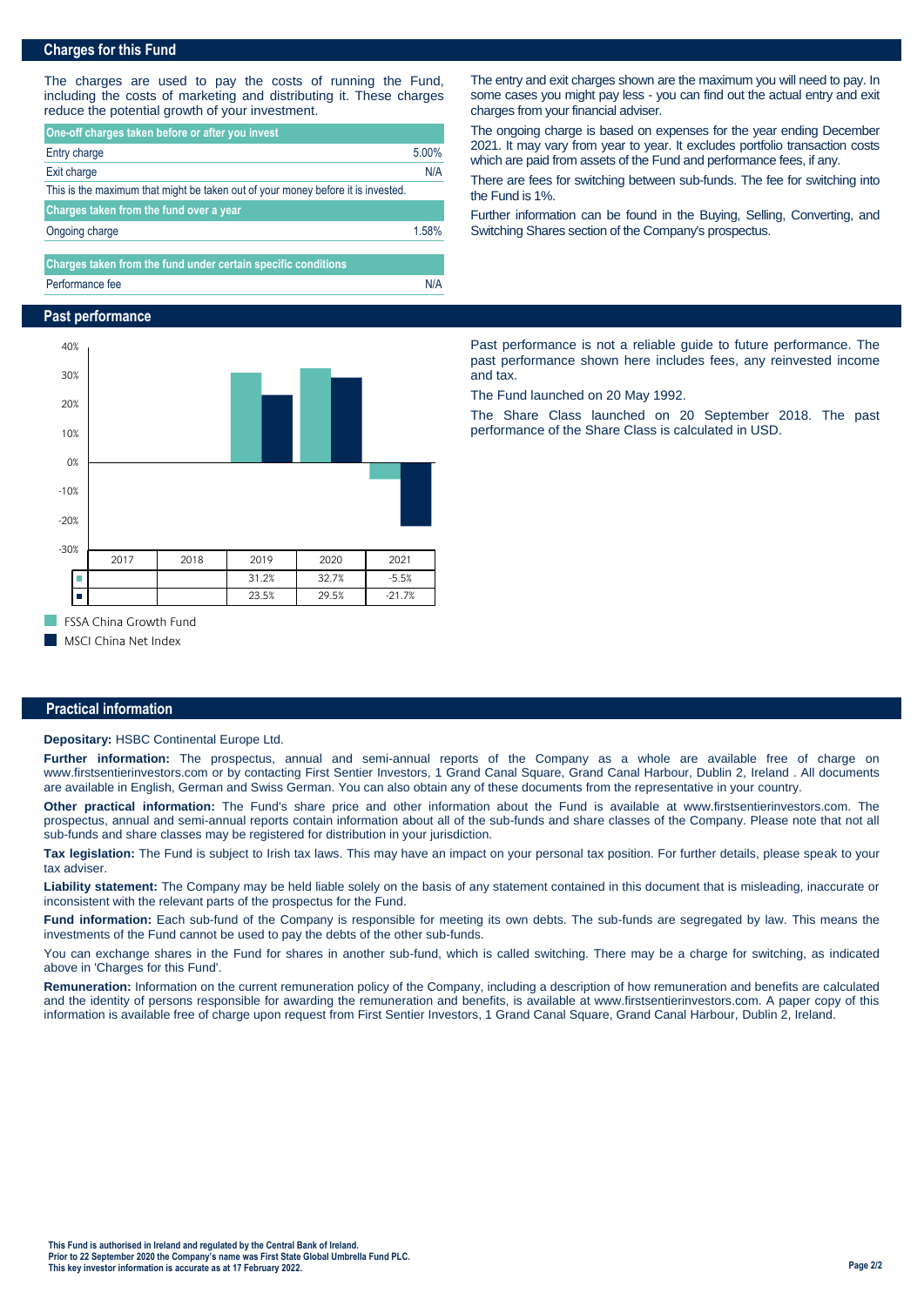## Charges for this Fund

The charges are used to pay the costs of running the Fund, including the costs of marketing and distributing it. These charges reduce the potential growth of your investment.

| One-off charges taken before or after you invest | |
|---|---|
| Entry charge | 5.00% |
| Exit charge | N/A |
| This is the maximum that might be taken out of your money before it is invested. | |
| **Charges taken from the fund over a year** | |
| Ongoing charge | 1.58% |
| **Charges taken from the fund under certain specific conditions** | |
| Performance fee | N/A |

The entry and exit charges shown are the maximum you will need to pay. In some cases you might pay less - you can find out the actual entry and exit charges from your financial adviser.

The ongoing charge is based on expenses for the year ending December 2021. It may vary from year to year. It excludes portfolio transaction costs which are paid from assets of the Fund and performance fees, if any.

There are fees for switching between sub-funds. The fee for switching into the Fund is 1%.

Further information can be found in the Buying, Selling, Converting, and Switching Shares section of the Company's prospectus.

## Past performance

40%
30%
20%
10%
0%
-10%
-20%
-30%

| | 2017 | 2018 | 2019 | 2020 | 2021 |
|---|---|---|---|---|---|
| FSSA China Growth Fund | | | 31.2% | 32.7% | -5.5% |
| MSCI China Net Index | | | 23.5% | 29.5% | -21.7% |

FSSA China Growth Fund

MSCI China Net Index

Past performance is not a reliable guide to future performance. The past performance shown here includes fees, any reinvested income and tax.

The Fund launched on 20 May 1992.

The Share Class launched on 20 September 2018. The past performance of the Share Class is calculated in USD.

## Practical information

**Depositary:** HSBC Continental Europe Ltd.

**Further information:** The prospectus, annual and semi-annual reports of the Company as a whole are available free of charge on www.firstsentierinvestors.com or by contacting First Sentier Investors, 1 Grand Canal Square, Grand Canal Harbour, Dublin 2, Ireland . All documents are available in English, German and Swiss German. You can also obtain any of these documents from the representative in your country.

**Other practical information:** The Fund's share price and other information about the Fund is available at www.firstsentierinvestors.com. The prospectus, annual and semi-annual reports contain information about all of the sub-funds and share classes of the Company. Please note that not all sub-funds and share classes may be registered for distribution in your jurisdiction.

**Tax legislation:** The Fund is subject to Irish tax laws. This may have an impact on your personal tax position. For further details, please speak to your tax adviser.

**Liability statement:** The Company may be held liable solely on the basis of any statement contained in this document that is misleading, inaccurate or inconsistent with the relevant parts of the prospectus for the Fund.

**Fund information:** Each sub-fund of the Company is responsible for meeting its own debts. The sub-funds are segregated by law. This means the investments of the Fund cannot be used to pay the debts of the other sub-funds.

You can exchange shares in the Fund for shares in another sub-fund, which is called switching. There may be a charge for switching, as indicated above in 'Charges for this Fund'.

**Remuneration:** Information on the current remuneration policy of the Company, including a description of how remuneration and benefits are calculated and the identity of persons responsible for awarding the remuneration and benefits, is available at www.firstsentierinvestors.com. A paper copy of this information is available free of charge upon request from First Sentier Investors, 1 Grand Canal Square, Grand Canal Harbour, Dublin 2, Ireland.

**This Fund is authorised in Ireland and regulated by the Central Bank of Ireland.**
**Prior to 22 September 2020 the Company's name was First State Global Umbrella Fund PLC.**
**This key investor information is accurate as at 17 February 2022.**